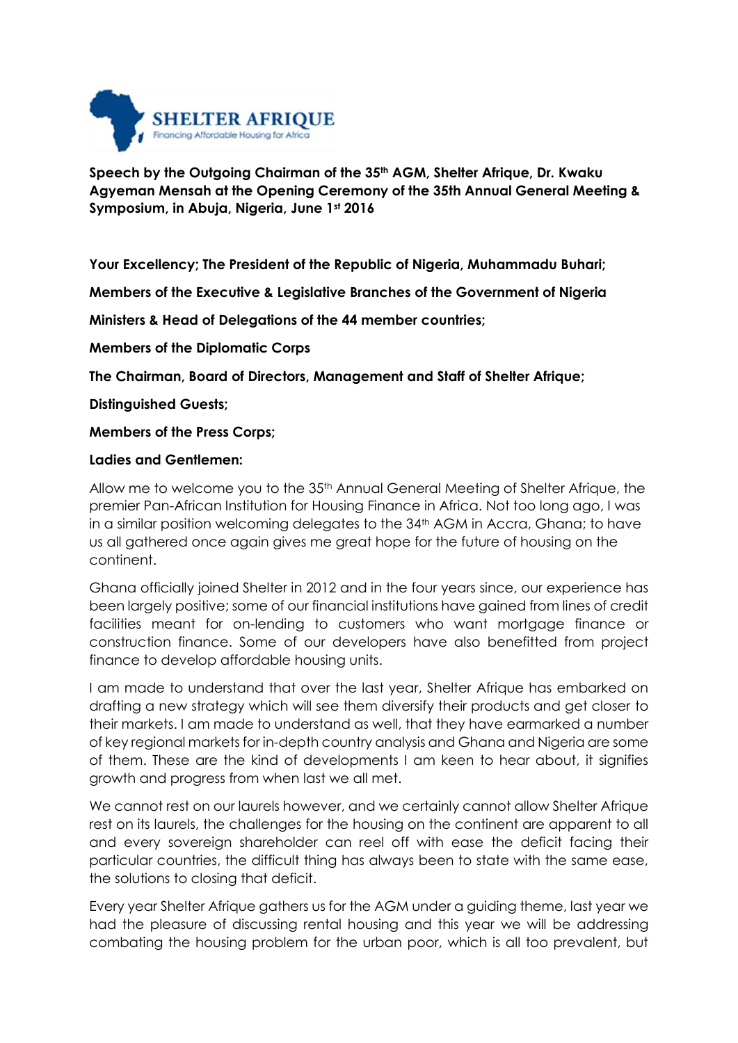**Speech by the Outgoing Chairman of the 35th AGM, Shelter Afrique, Dr. Kwaku Agyeman Mensah at the Opening Ceremony of the 35th Annual General Meeting & Symposium, in Abuja, Nigeria, June 1st 2016**

**Your Excellency; The President of the Republic of Nigeria, Muhammadu Buhari;**

**Members of the Executive & Legislative Branches of the Government of Nigeria**

**Ministers & Head of Delegations of the 44 member countries;**

**Members of the Diplomatic Corps**

**The Chairman, Board of Directors, Management and Staff of Shelter Afrique;**

**Distinguished Guests;**

**Members of the Press Corps;**

**Ladies and Gentlemen:**

Allow me to welcome you to the 35th Annual General Meeting of Shelter Afrique, the premier Pan-African Institution for Housing Finance in Africa. Not too long ago, I was in a similar position welcoming delegates to the 34th AGM in Accra, Ghana; to have us all gathered once again gives me great hope for the future of housing on the continent.

Ghana officially joined Shelter in 2012 and in the four years since, our experience has been largely positive; some of our financial institutions have gained from lines of credit facilities meant for on-lending to customers who want mortgage finance or construction finance. Some of our developers have also benefitted from project finance to develop affordable housing units.

I am made to understand that over the last year, Shelter Afrique has embarked on drafting a new strategy which will see them diversify their products and get closer to their markets. I am made to understand as well, that they have earmarked a number of key regional markets for in-depth country analysis and Ghana and Nigeria are some of them. These are the kind of developments I am keen to hear about, it signifies growth and progress from when last we all met.

We cannot rest on our laurels however, and we certainly cannot allow Shelter Afrique rest on its laurels, the challenges for the housing on the continent are apparent to all and every sovereign shareholder can reel off with ease the deficit facing their particular countries, the difficult thing has always been to state with the same ease, the solutions to closing that deficit.

Every year Shelter Afrique gathers us for the AGM under a guiding theme, last year we had the pleasure of discussing rental housing and this year we will be addressing combating the housing problem for the urban poor, which is all too prevalent, but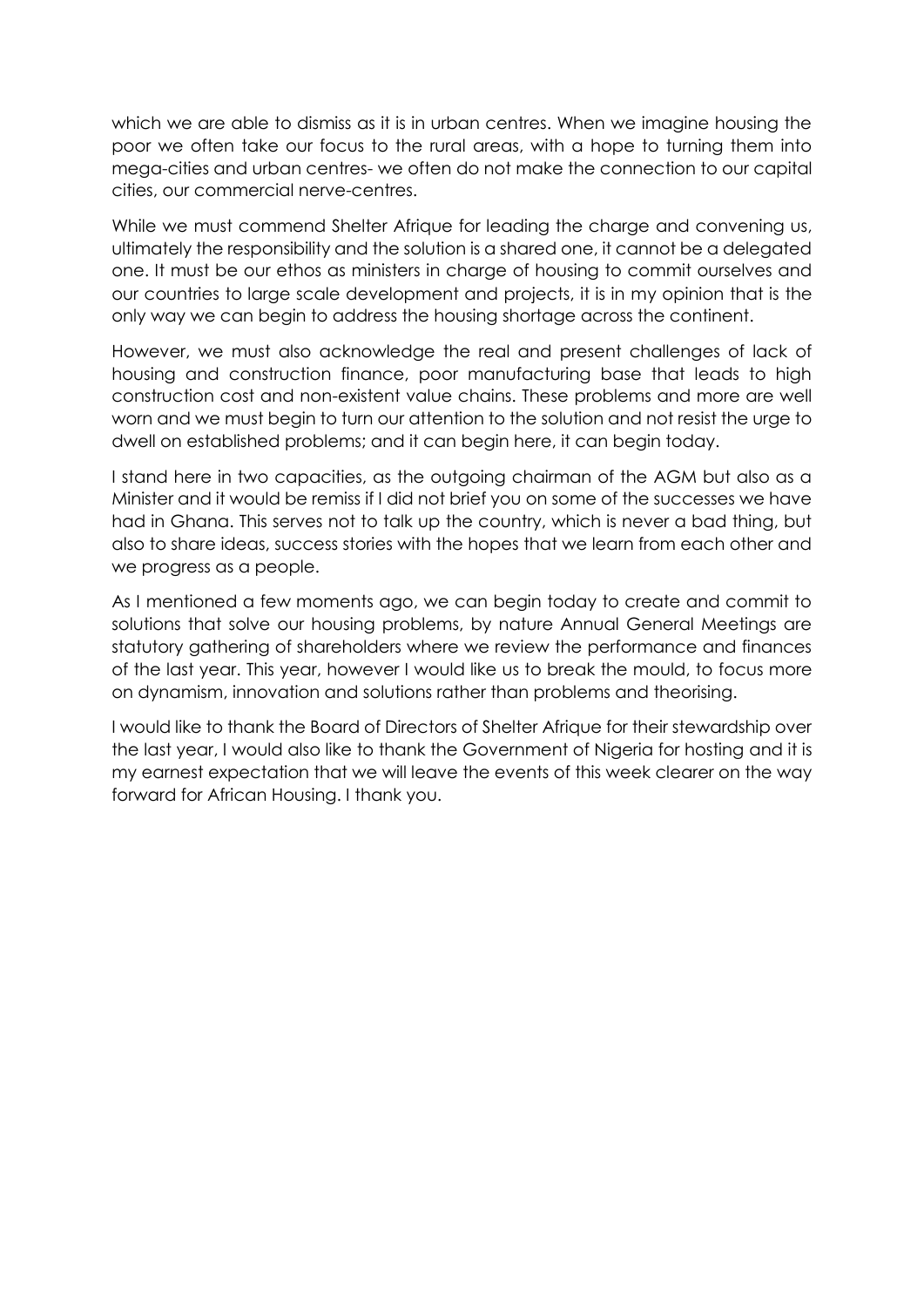which we are able to dismiss as it is in urban centres. When we imagine housing the poor we often take our focus to the rural areas, with a hope to turning them into mega-cities and urban centres- we often do not make the connection to our capital cities, our commercial nerve-centres.

While we must commend Shelter Afrique for leading the charge and convening us, ultimately the responsibility and the solution is a shared one, it cannot be a delegated one. It must be our ethos as ministers in charge of housing to commit ourselves and our countries to large scale development and projects, it is in my opinion that is the only way we can begin to address the housing shortage across the continent.

However, we must also acknowledge the real and present challenges of lack of housing and construction finance, poor manufacturing base that leads to high construction cost and non-existent value chains. These problems and more are well worn and we must begin to turn our attention to the solution and not resist the urge to dwell on established problems; and it can begin here, it can begin today.

I stand here in two capacities, as the outgoing chairman of the AGM but also as a Minister and it would be remiss if I did not brief you on some of the successes we have had in Ghana. This serves not to talk up the country, which is never a bad thing, but also to share ideas, success stories with the hopes that we learn from each other and we progress as a people.

As I mentioned a few moments ago, we can begin today to create and commit to solutions that solve our housing problems, by nature Annual General Meetings are statutory gathering of shareholders where we review the performance and finances of the last year. This year, however I would like us to break the mould, to focus more on dynamism, innovation and solutions rather than problems and theorising.

I would like to thank the Board of Directors of Shelter Afrique for their stewardship over the last year, I would also like to thank the Government of Nigeria for hosting and it is my earnest expectation that we will leave the events of this week clearer on the way forward for African Housing. I thank you.